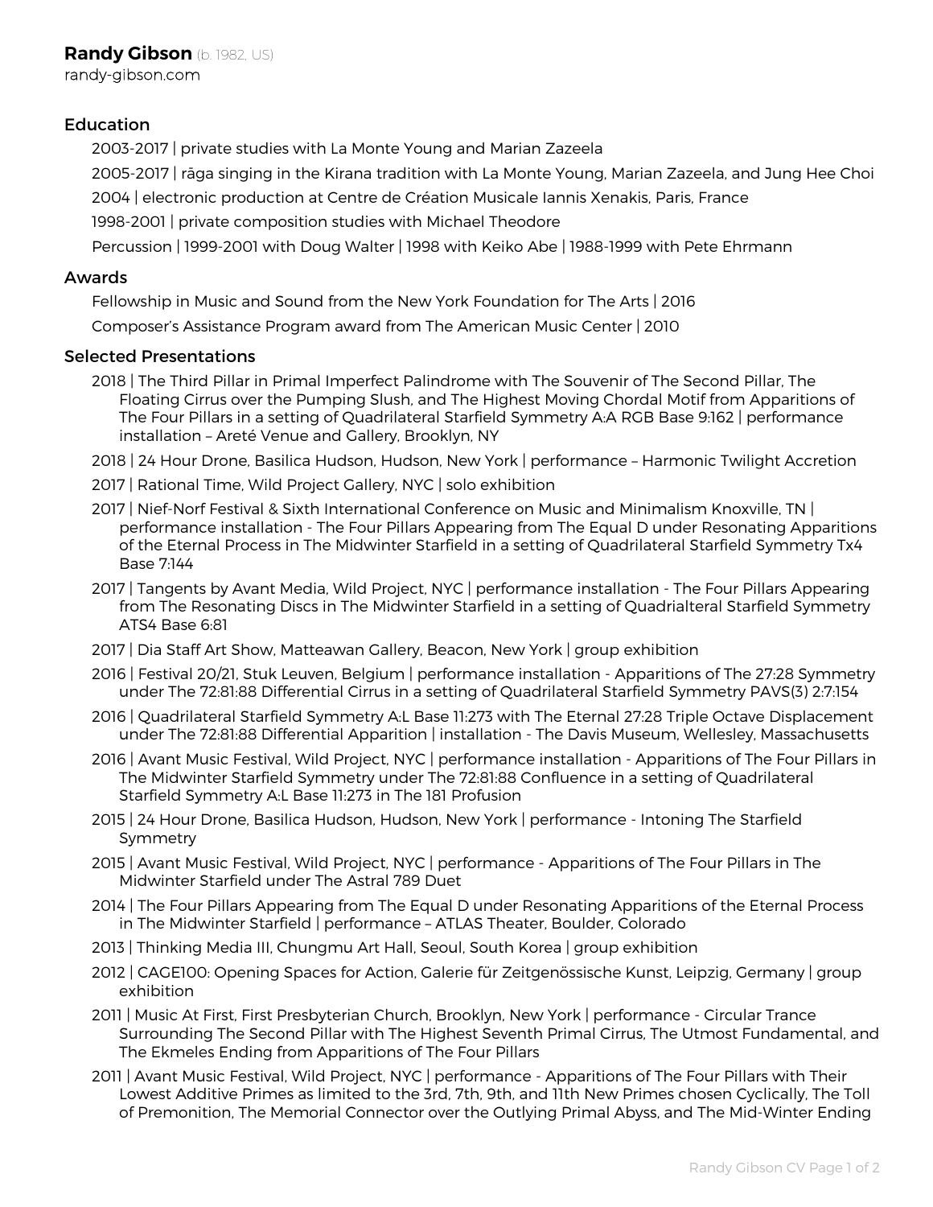# **Randy Gibson** (b. 1982, US)

randy-gibson.com

## Education

2003-2017 | private studies with La Monte Young and Marian Zazeela

2005-2017 | rāga singing in the Kirana tradition with La Monte Young, Marian Zazeela, and Jung Hee Choi

2004 | electronic production at Centre de Création Musicale Iannis Xenakis, Paris, France

1998-2001 | private composition studies with Michael Theodore

Percussion | 1999-2001 with Doug Walter | 1998 with Keiko Abe | 1988-1999 with Pete Ehrmann

## Awards

Fellowship in Music and Sound from the New York Foundation for The Arts | 2016

Composer's Assistance Program award from The American Music Center | 2010

## Selected Presentations

2018 | The Third Pillar in Primal Imperfect Palindrome with The Souvenir of The Second Pillar, The Floating Cirrus over the Pumping Slush, and The Highest Moving Chordal Motif from Apparitions of The Four Pillars in a setting of Quadrilateral Starfield Symmetry A:A RGB Base 9:162 | performance installation – Areté Venue and Gallery, Brooklyn, NY

2018 | 24 Hour Drone, Basilica Hudson, Hudson, New York | performance – Harmonic Twilight Accretion

2017 | Rational Time, Wild Project Gallery, NYC | solo exhibition

2017 | Nief-Norf Festival & Sixth International Conference on Music and Minimalism Knoxville, TN | performance installation - The Four Pillars Appearing from The Equal D under Resonating Apparitions of the Eternal Process in The Midwinter Starfield in a setting of Quadrilateral Starfield Symmetry Tx4 Base 7:144

2017 | Tangents by Avant Media, Wild Project, NYC | performance installation - The Four Pillars Appearing from The Resonating Discs in The Midwinter Starfield in a setting of Quadrialteral Starfield Symmetry ATS4 Base 6:81

2017 | Dia Staff Art Show, Matteawan Gallery, Beacon, New York | group exhibition

2016 | Festival 20/21, Stuk Leuven, Belgium | performance installation - Apparitions of The 27:28 Symmetry under The 72:81:88 Differential Cirrus in a setting of Quadrilateral Starfield Symmetry PAVS(3) 2:7:154

2016 | Quadrilateral Starfield Symmetry A:L Base 11:273 with The Eternal 27:28 Triple Octave Displacement under The 72:81:88 Differential Apparition | installation - The Davis Museum, Wellesley, Massachusetts

2016 | Avant Music Festival, Wild Project, NYC | performance installation - Apparitions of The Four Pillars in The Midwinter Starfield Symmetry under The 72:81:88 Confluence in a setting of Quadrilateral Starfield Symmetry A:L Base 11:273 in The 181 Profusion

2015 | 24 Hour Drone, Basilica Hudson, Hudson, New York | performance - Intoning The Starfield Symmetry

2015 | Avant Music Festival, Wild Project, NYC | performance - Apparitions of The Four Pillars in The Midwinter Starfield under The Astral 789 Duet

2014 | The Four Pillars Appearing from The Equal D under Resonating Apparitions of the Eternal Process in The Midwinter Starfield | performance – ATLAS Theater, Boulder, Colorado

2013 | Thinking Media III, Chungmu Art Hall, Seoul, South Korea | group exhibition

2012 | CAGE100: Opening Spaces for Action, Galerie für Zeitgenössische Kunst, Leipzig, Germany | group exhibition

2011 | Music At First, First Presbyterian Church, Brooklyn, New York | performance - Circular Trance Surrounding The Second Pillar with The Highest Seventh Primal Cirrus, The Utmost Fundamental, and The Ekmeles Ending from Apparitions of The Four Pillars

2011 | Avant Music Festival, Wild Project, NYC | performance - Apparitions of The Four Pillars with Their Lowest Additive Primes as limited to the 3rd, 7th, 9th, and 11th New Primes chosen Cyclically, The Toll of Premonition, The Memorial Connector over the Outlying Primal Abyss, and The Mid-Winter Ending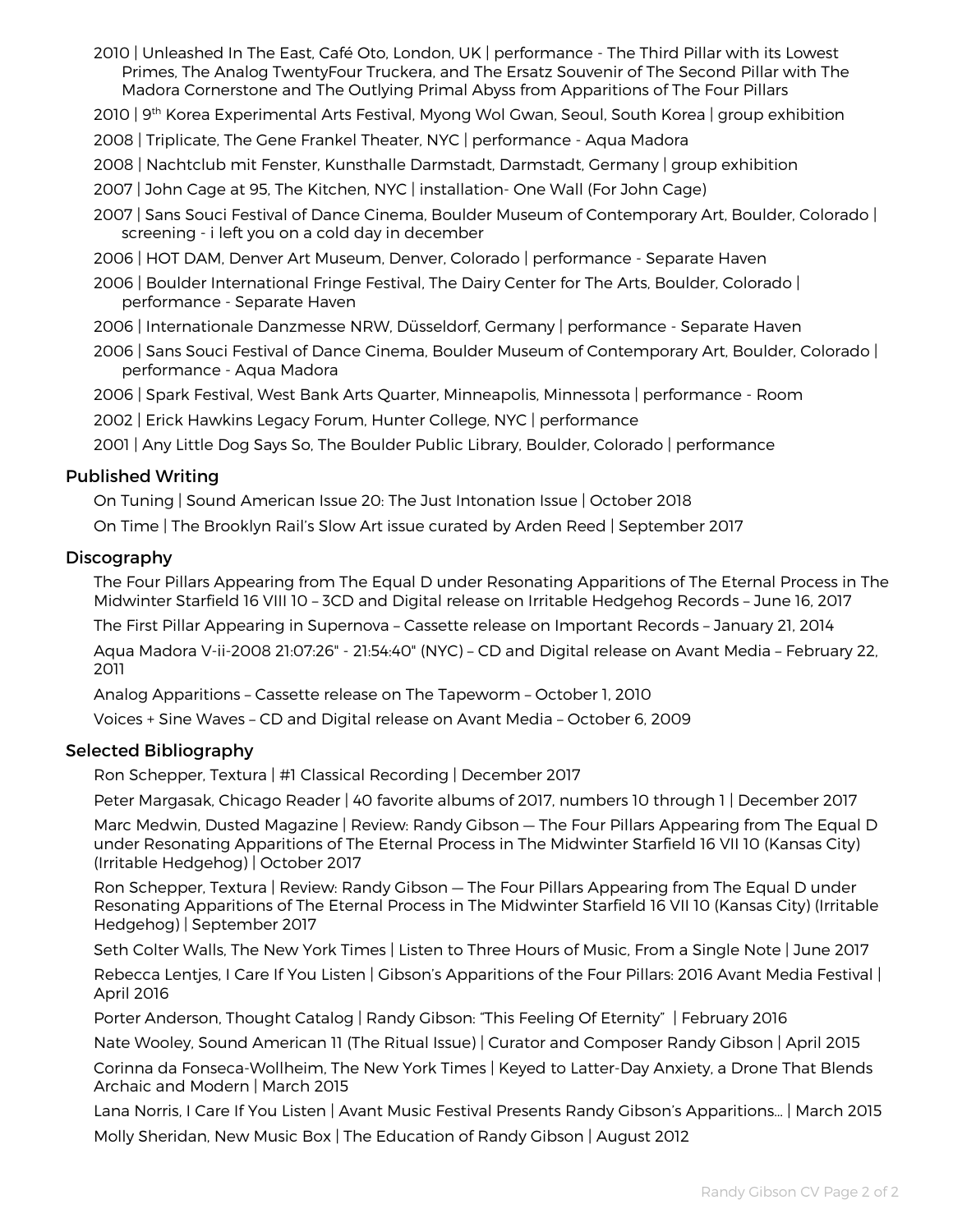2010 | Unleashed In The East, Café Oto, London, UK | performance - The Third Pillar with its Lowest Primes, The Analog TwentyFour Truckera, and The Ersatz Souvenir of The Second Pillar with The Madora Cornerstone and The Outlying Primal Abyss from Apparitions of The Four Pillars

2010 | 9th Korea Experimental Arts Festival, Myong Wol Gwan, Seoul, South Korea | group exhibition

2008 | Triplicate, The Gene Frankel Theater, NYC | performance - Aqua Madora

2008 | Nachtclub mit Fenster, Kunsthalle Darmstadt, Darmstadt, Germany | group exhibition

2007 | John Cage at 95, The Kitchen, NYC | installation- One Wall (For John Cage)

2007 | Sans Souci Festival of Dance Cinema, Boulder Museum of Contemporary Art, Boulder, Colorado | screening - i left you on a cold day in december

2006 | HOT DAM, Denver Art Museum, Denver, Colorado | performance - Separate Haven

2006 | Boulder International Fringe Festival, The Dairy Center for The Arts, Boulder, Colorado | performance - Separate Haven

2006 | Internationale Danzmesse NRW, Düsseldorf, Germany | performance - Separate Haven

2006 | Sans Souci Festival of Dance Cinema, Boulder Museum of Contemporary Art, Boulder, Colorado | performance - Aqua Madora

2006 | Spark Festival, West Bank Arts Quarter, Minneapolis, Minnessota | performance - Room

2002 | Erick Hawkins Legacy Forum, Hunter College, NYC | performance

2001 | Any Little Dog Says So, The Boulder Public Library, Boulder, Colorado | performance

## Published Writing

On Tuning | Sound American Issue 20: The Just Intonation Issue | October 2018

On Time | The Brooklyn Rail's Slow Art issue curated by Arden Reed | September 2017

## Discography

The Four Pillars Appearing from The Equal D under Resonating Apparitions of The Eternal Process in The Midwinter Starfield 16 VIII 10 – 3CD and Digital release on Irritable Hedgehog Records – June 16, 2017

The First Pillar Appearing in Supernova – Cassette release on Important Records – January 21, 2014

Aqua Madora V-ii-2008 21:07:26" - 21:54:40" (NYC) – CD and Digital release on Avant Media – February 22, 2011

Analog Apparitions – Cassette release on The Tapeworm – October 1, 2010

Voices + Sine Waves – CD and Digital release on Avant Media – October 6, 2009

## Selected Bibliography

Ron Schepper, Textura | #1 Classical Recording | December 2017

Peter Margasak, Chicago Reader | 40 favorite albums of 2017, numbers 10 through 1 | December 2017

Marc Medwin, Dusted Magazine | Review: Randy Gibson — The Four Pillars Appearing from The Equal D under Resonating Apparitions of The Eternal Process in The Midwinter Starfield 16 VII 10 (Kansas City) (Irritable Hedgehog) | October 2017

Ron Schepper, Textura | Review: Randy Gibson — The Four Pillars Appearing from The Equal D under Resonating Apparitions of The Eternal Process in The Midwinter Starfield 16 VII 10 (Kansas City) (Irritable Hedgehog) | September 2017

Seth Colter Walls, The New York Times | Listen to Three Hours of Music, From a Single Note | June 2017

Rebecca Lentjes, I Care If You Listen | Gibson's Apparitions of the Four Pillars: 2016 Avant Media Festival | April 2016

Porter Anderson, Thought Catalog | Randy Gibson: "This Feeling Of Eternity" | February 2016

Nate Wooley, Sound American 11 (The Ritual Issue) | Curator and Composer Randy Gibson | April 2015

Corinna da Fonseca-Wollheim, The New York Times | Keyed to Latter-Day Anxiety, a Drone That Blends Archaic and Modern | March 2015

Lana Norris, I Care If You Listen | Avant Music Festival Presents Randy Gibson's Apparitions... | March 2015

Molly Sheridan, New Music Box | The Education of Randy Gibson | August 2012